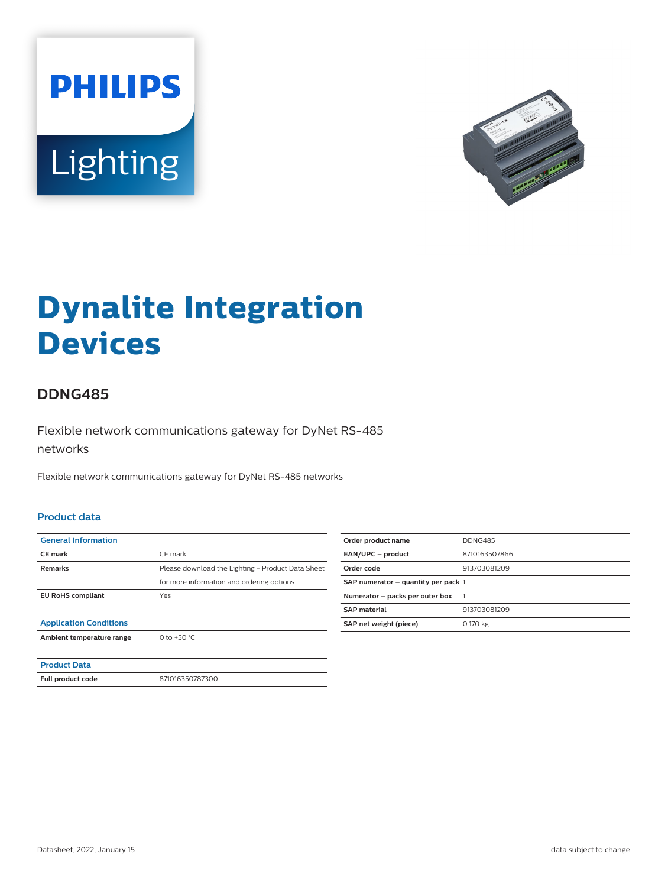PHILIPS

Lighting

# Dynalite Integration Devices

## DDNG485

Flexible network communications gateway for DyNet RS-485 networks

Flexible network communications gateway for DyNet RS-485 networks

### Product data

| General Information | |
|---|---|
| CE mark | CE mark |
| Remarks | Please download the Lighting - Product Data Sheet for more information and ordering options |
| EU RoHS compliant | Yes |

| Application Conditions | |
|---|---|
| Ambient temperature range | 0 to +50 °C |

| Product Data | |
|---|---|
| Full product code | 871016350787300 |

| | |
|---|---|
| Order product name | DDNG485 |
| EAN/UPC – product | 8710163507866 |
| Order code | 913703081209 |
| SAP numerator – quantity per pack | 1 |
| Numerator – packs per outer box | 1 |
| SAP material | 913703081209 |
| SAP net weight (piece) | 0.170 kg |

Datasheet, 2022, January 15

data subject to change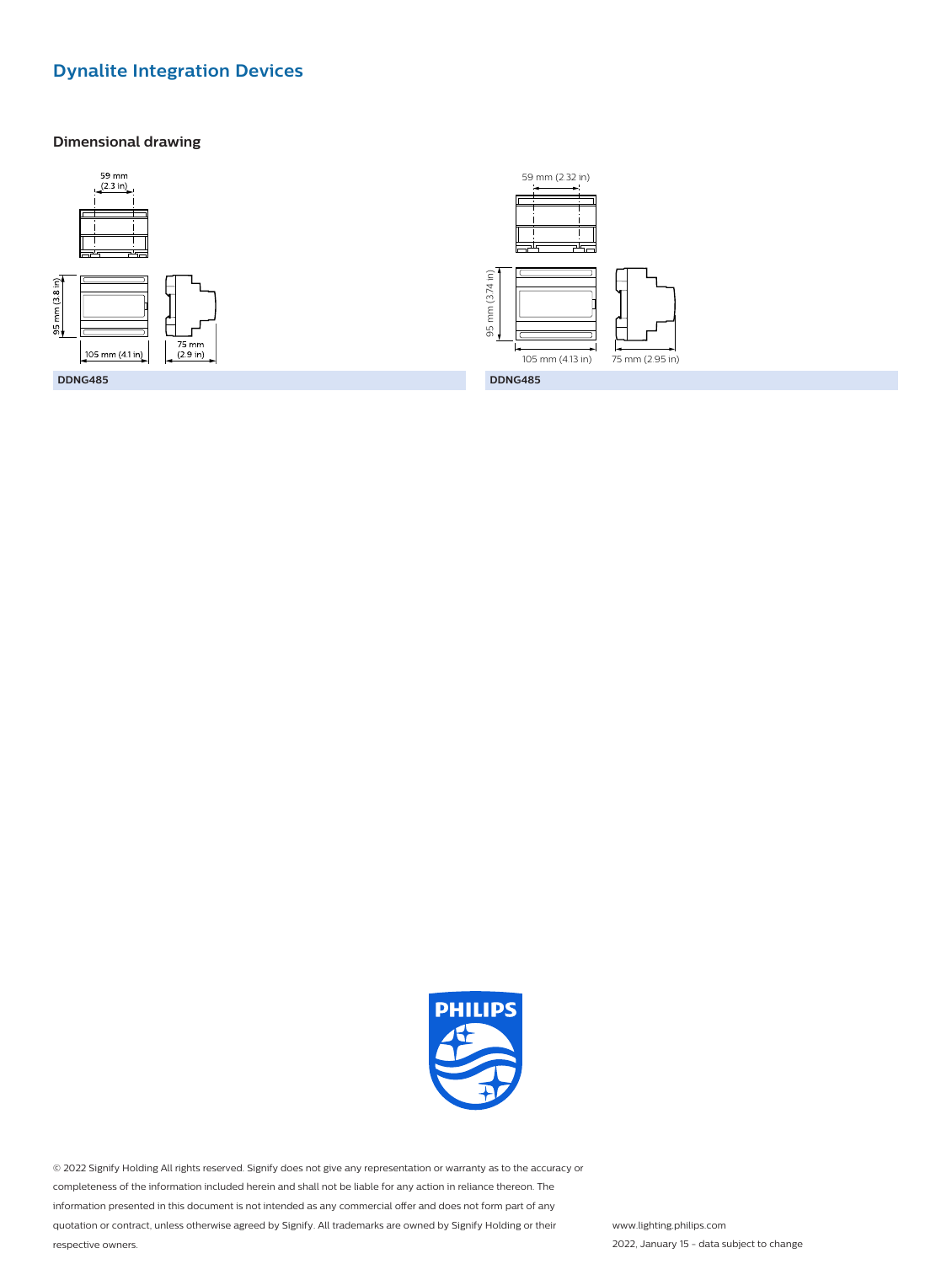# Dynalite Integration Devices

## Dimensional drawing

59 mm
(2.3 in)

95 mm (3.8 in)

105 mm (4.1 in)

75 mm
(2.9 in)

**DDNG485**

59 mm (2.32 in)

95 mm (3.74 in)

105 mm (4.13 in)

75 mm (2.95 in)

**DDNG485**

© 2022 Signify Holding All rights reserved. Signify does not give any representation or warranty as to the accuracy or completeness of the information included herein and shall not be liable for any action in reliance thereon. The information presented in this document is not intended as any commercial offer and does not form part of any quotation or contract, unless otherwise agreed by Signify. All trademarks are owned by Signify Holding or their respective owners.

www.lighting.philips.com

2022, January 15 - data subject to change